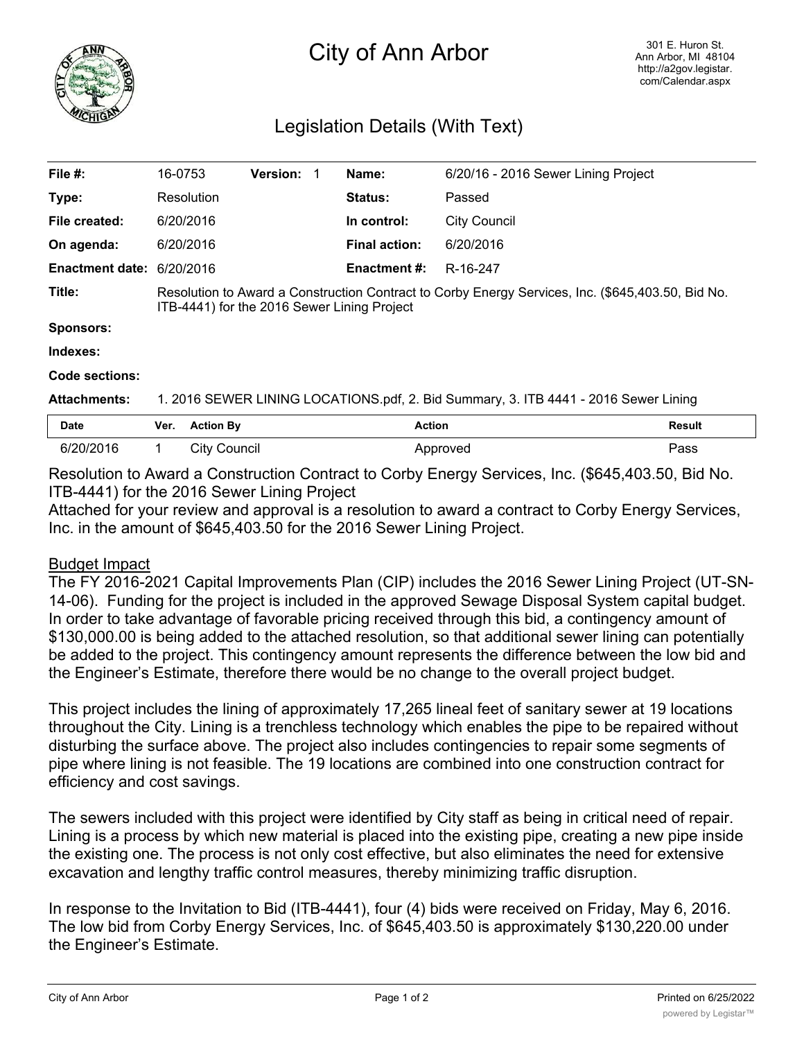# City of Ann Arbor

301 E. Huron St.
Ann Arbor, MI 48104
http://a2gov.legistar.com/Calendar.aspx

## Legislation Details (With Text)

| | | | | | |
|---|---|---|---|---|---|
| **File #:** | 16-0753 | **Version:** 1 | | **Name:** | 6/20/16 - 2016 Sewer Lining Project |
| **Type:** | Resolution | | | **Status:** | Passed |
| **File created:** | 6/20/2016 | | | **In control:** | City Council |
| **On agenda:** | 6/20/2016 | | | **Final action:** | 6/20/2016 |
| **Enactment date:** | 6/20/2016 | | | **Enactment #:** | R-16-247 |

**Title:** Resolution to Award a Construction Contract to Corby Energy Services, Inc. ($645,403.50, Bid No. ITB-4441) for the 2016 Sewer Lining Project

**Sponsors:**

**Indexes:**

**Code sections:**

**Attachments:** 1. 2016 SEWER LINING LOCATIONS.pdf, 2. Bid Summary, 3. ITB 4441 - 2016 Sewer Lining

| Date | Ver. | Action By | Action | Result |
|---|---|---|---|---|
| 6/20/2016 | 1 | City Council | Approved | Pass |

Resolution to Award a Construction Contract to Corby Energy Services, Inc. ($645,403.50, Bid No. ITB-4441) for the 2016 Sewer Lining Project

Attached for your review and approval is a resolution to award a contract to Corby Energy Services, Inc. in the amount of $645,403.50 for the 2016 Sewer Lining Project.

Budget Impact

The FY 2016-2021 Capital Improvements Plan (CIP) includes the 2016 Sewer Lining Project (UT-SN-14-06). Funding for the project is included in the approved Sewage Disposal System capital budget. In order to take advantage of favorable pricing received through this bid, a contingency amount of $130,000.00 is being added to the attached resolution, so that additional sewer lining can potentially be added to the project. This contingency amount represents the difference between the low bid and the Engineer's Estimate, therefore there would be no change to the overall project budget.

This project includes the lining of approximately 17,265 lineal feet of sanitary sewer at 19 locations throughout the City. Lining is a trenchless technology which enables the pipe to be repaired without disturbing the surface above. The project also includes contingencies to repair some segments of pipe where lining is not feasible. The 19 locations are combined into one construction contract for efficiency and cost savings.

The sewers included with this project were identified by City staff as being in critical need of repair. Lining is a process by which new material is placed into the existing pipe, creating a new pipe inside the existing one. The process is not only cost effective, but also eliminates the need for extensive excavation and lengthy traffic control measures, thereby minimizing traffic disruption.

In response to the Invitation to Bid (ITB-4441), four (4) bids were received on Friday, May 6, 2016. The low bid from Corby Energy Services, Inc. of $645,403.50 is approximately $130,220.00 under the Engineer's Estimate.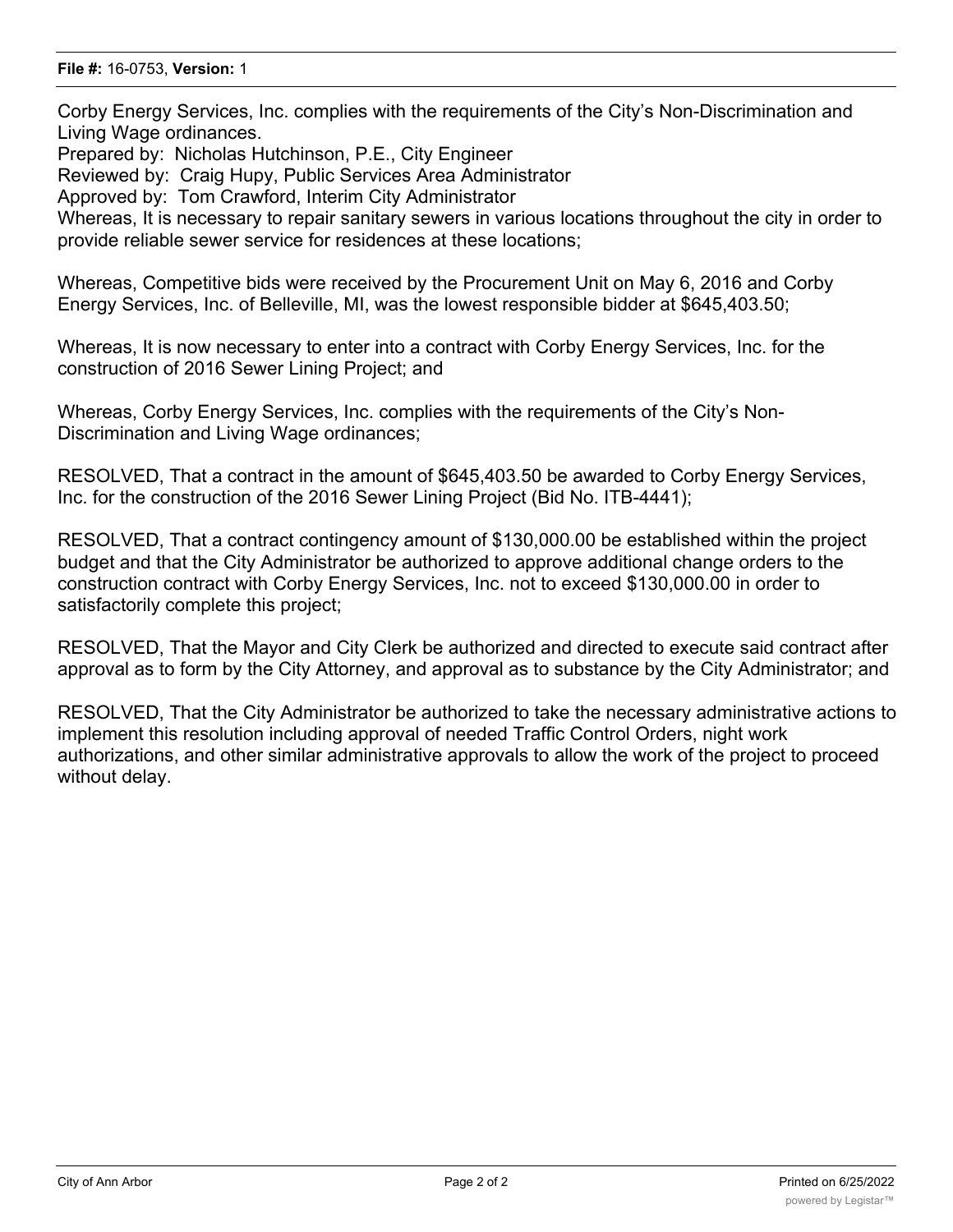Corby Energy Services, Inc. complies with the requirements of the City's Non-Discrimination and Living Wage ordinances.

Prepared by: Nicholas Hutchinson, P.E., City Engineer

Reviewed by: Craig Hupy, Public Services Area Administrator

Approved by: Tom Crawford, Interim City Administrator

Whereas, It is necessary to repair sanitary sewers in various locations throughout the city in order to provide reliable sewer service for residences at these locations;

Whereas, Competitive bids were received by the Procurement Unit on May 6, 2016 and Corby Energy Services, Inc. of Belleville, MI, was the lowest responsible bidder at $645,403.50;

Whereas, It is now necessary to enter into a contract with Corby Energy Services, Inc. for the construction of 2016 Sewer Lining Project; and

Whereas, Corby Energy Services, Inc. complies with the requirements of the City's Non-Discrimination and Living Wage ordinances;

RESOLVED, That a contract in the amount of $645,403.50 be awarded to Corby Energy Services, Inc. for the construction of the 2016 Sewer Lining Project (Bid No. ITB-4441);

RESOLVED, That a contract contingency amount of $130,000.00 be established within the project budget and that the City Administrator be authorized to approve additional change orders to the construction contract with Corby Energy Services, Inc. not to exceed $130,000.00 in order to satisfactorily complete this project;

RESOLVED, That the Mayor and City Clerk be authorized and directed to execute said contract after approval as to form by the City Attorney, and approval as to substance by the City Administrator; and

RESOLVED, That the City Administrator be authorized to take the necessary administrative actions to implement this resolution including approval of needed Traffic Control Orders, night work authorizations, and other similar administrative approvals to allow the work of the project to proceed without delay.